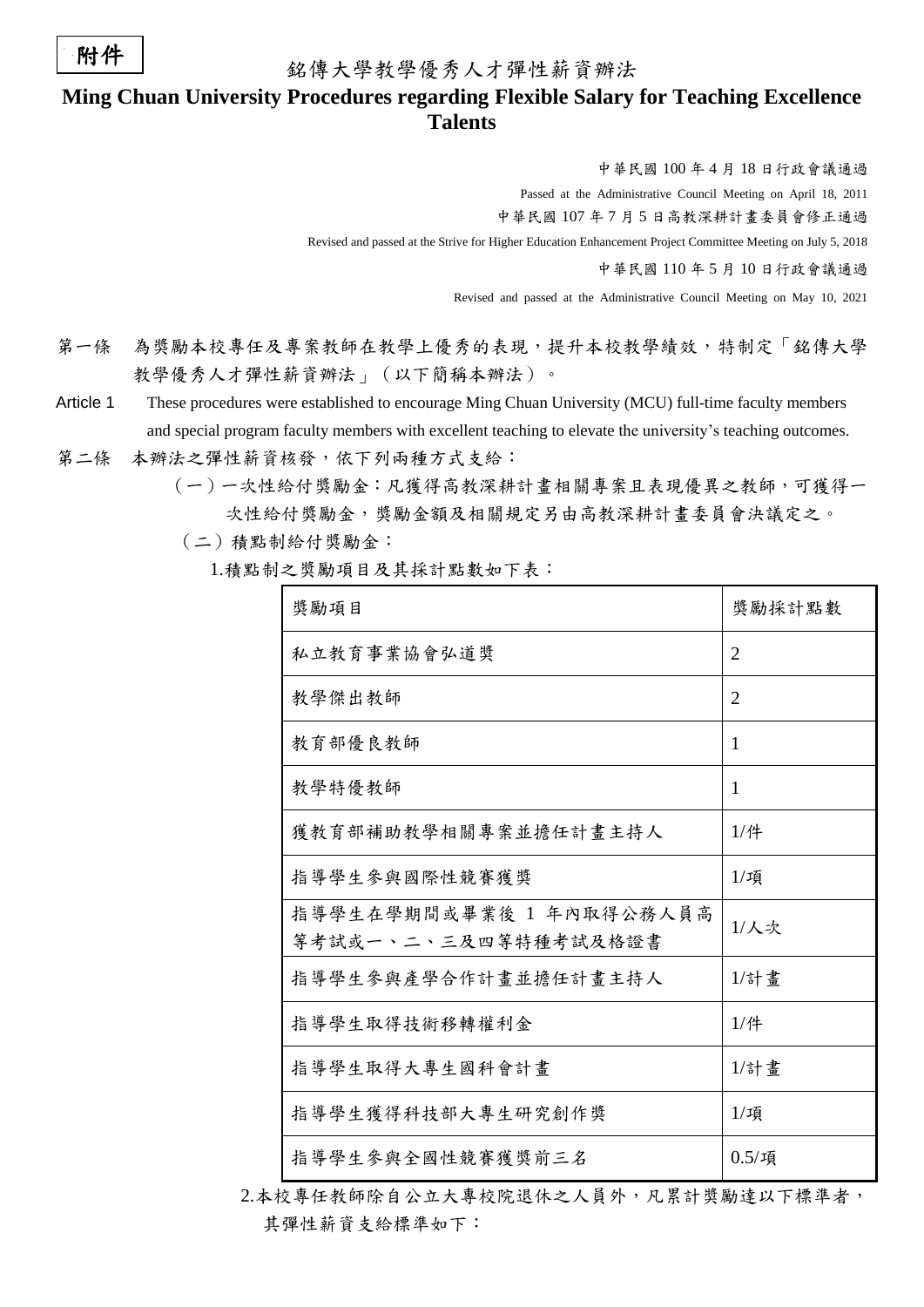附件

# 銘傳大學教學優秀人才彈性薪資辦法

# Ming Chuan University Procedures regarding Flexible Salary for Teaching Excellence Talents

中華民國 100 年 4 月 18 日行政會議通過

Passed at the Administrative Council Meeting on April 18, 2011

中華民國 107 年 7 月 5 日高教深耕計畫委員會修正通過

Revised and passed at the Strive for Higher Education Enhancement Project Committee Meeting on July 5, 2018

中華民國 110 年 5 月 10 日行政會議通過

Revised and passed at the Administrative Council Meeting on May 10, 2021

第一條　為獎勵本校專任及專案教師在教學上優秀的表現，提升本校教學績效，特制定「銘傳大學教學優秀人才彈性薪資辦法」（以下簡稱本辦法）。

Article 1　These procedures were established to encourage Ming Chuan University (MCU) full-time faculty members and special program faculty members with excellent teaching to elevate the university's teaching outcomes.

第二條　本辦法之彈性薪資核發，依下列兩種方式支給：

（一）一次性給付獎勵金：凡獲得高教深耕計畫相關專案且表現優異之教師，可獲得一次性給付獎勵金，獎勵金額及相關規定另由高教深耕計畫委員會決議定之。

（二）積點制給付獎勵金：

1.積點制之獎勵項目及其採計點數如下表：

| 獎勵項目 | 獎勵採計點數 |
|---|---|
| 私立教育事業協會弘道獎 | 2 |
| 教學傑出教師 | 2 |
| 教育部優良教師 | 1 |
| 教學特優教師 | 1 |
| 獲教育部補助教學相關專案並擔任計畫主持人 | 1/件 |
| 指導學生參與國際性競賽獲獎 | 1/項 |
| 指導學生在學期間或畢業後 1 年內取得公務人員高等考試或一、二、三及四等特種考試及格證書 | 1/人次 |
| 指導學生參與產學合作計畫並擔任計畫主持人 | 1/計畫 |
| 指導學生取得技術移轉權利金 | 1/件 |
| 指導學生取得大專生國科會計畫 | 1/計畫 |
| 指導學生獲得科技部大專生研究創作獎 | 1/項 |
| 指導學生參與全國性競賽獲獎前三名 | 0.5/項 |

2.本校專任教師除自公立大專校院退休之人員外，凡累計獎勵達以下標準者，其彈性薪資支給標準如下：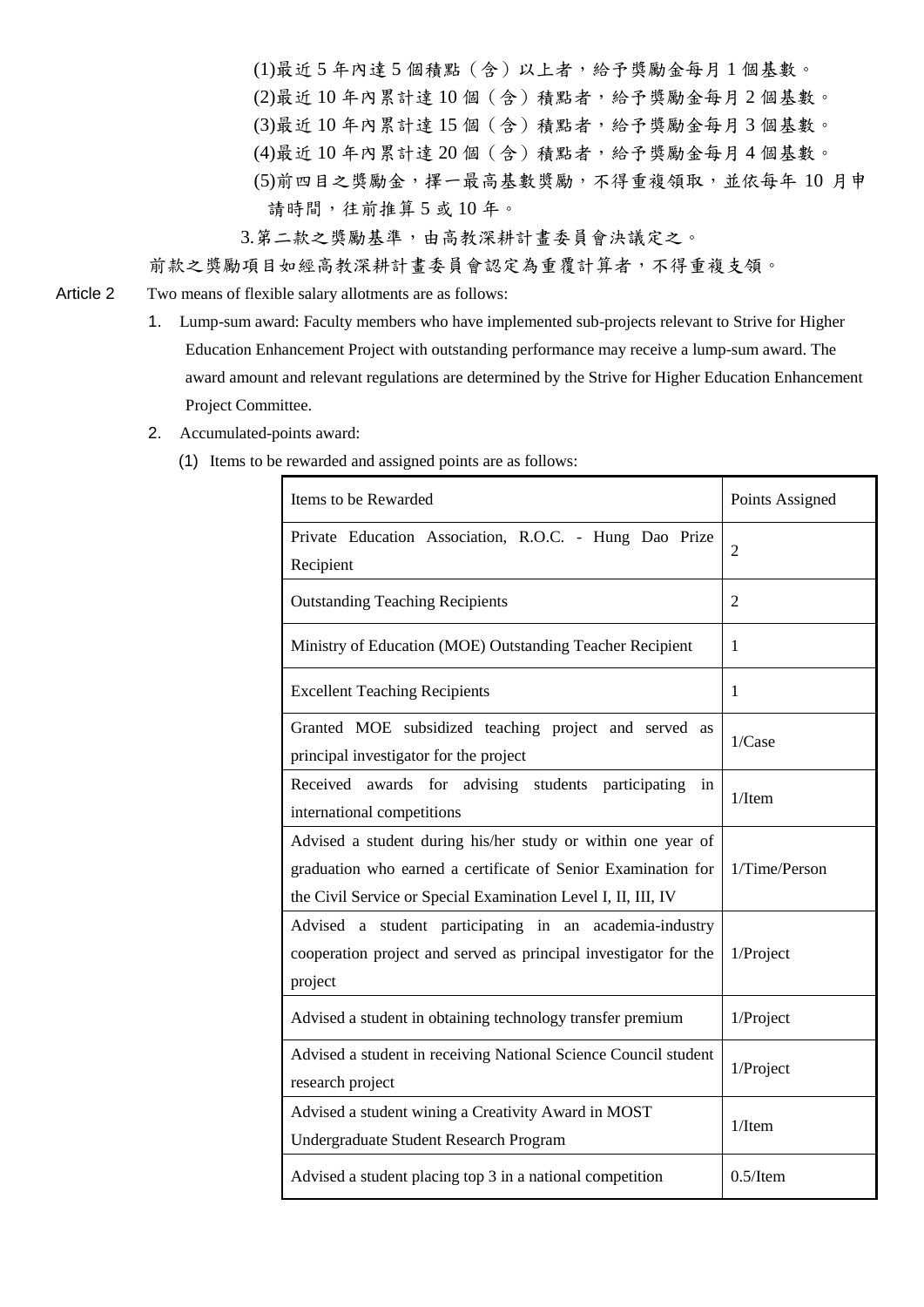(1)最近 5 年內達 5 個積點（含）以上者，給予獎勵金每月 1 個基數。

(2)最近 10 年內累計達 10 個（含）積點者，給予獎勵金每月 2 個基數。

(3)最近 10 年內累計達 15 個（含）積點者，給予獎勵金每月 3 個基數。

(4)最近 10 年內累計達 20 個（含）積點者，給予獎勵金每月 4 個基數。

(5)前四目之獎勵金，擇一最高基數獎勵，不得重複領取，並依每年 10 月申請時間，往前推算 5 或 10 年。

3.第二款之獎勵基準，由高教深耕計畫委員會決議定之。

前款之獎勵項目如經高教深耕計畫委員會認定為重覆計算者，不得重複支領。

Article 2 Two means of flexible salary allotments are as follows:

1. Lump-sum award: Faculty members who have implemented sub-projects relevant to Strive for Higher Education Enhancement Project with outstanding performance may receive a lump-sum award. The award amount and relevant regulations are determined by the Strive for Higher Education Enhancement Project Committee.
2. Accumulated-points award:
   (1) Items to be rewarded and assigned points are as follows:

| Items to be Rewarded | Points Assigned |
|---|---|
| Private Education Association, R.O.C. - Hung Dao Prize Recipient | 2 |
| Outstanding Teaching Recipients | 2 |
| Ministry of Education (MOE) Outstanding Teacher Recipient | 1 |
| Excellent Teaching Recipients | 1 |
| Granted MOE subsidized teaching project and served as principal investigator for the project | 1/Case |
| Received awards for advising students participating in international competitions | 1/Item |
| Advised a student during his/her study or within one year of graduation who earned a certificate of Senior Examination for the Civil Service or Special Examination Level I, II, III, IV | 1/Time/Person |
| Advised a student participating in an academia-industry cooperation project and served as principal investigator for the project | 1/Project |
| Advised a student in obtaining technology transfer premium | 1/Project |
| Advised a student in receiving National Science Council student research project | 1/Project |
| Advised a student wining a Creativity Award in MOST Undergraduate Student Research Program | 1/Item |
| Advised a student placing top 3 in a national competition | 0.5/Item |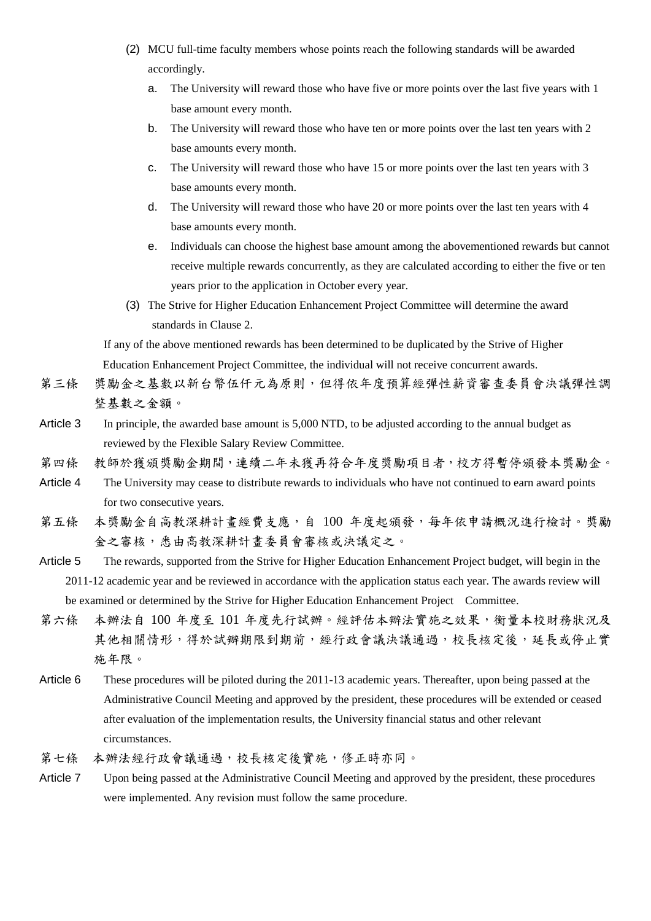(2) MCU full-time faculty members whose points reach the following standards will be awarded accordingly.

a. The University will reward those who have five or more points over the last five years with 1 base amount every month.

b. The University will reward those who have ten or more points over the last ten years with 2 base amounts every month.

c. The University will reward those who have 15 or more points over the last ten years with 3 base amounts every month.

d. The University will reward those who have 20 or more points over the last ten years with 4 base amounts every month.

e. Individuals can choose the highest base amount among the abovementioned rewards but cannot receive multiple rewards concurrently, as they are calculated according to either the five or ten years prior to the application in October every year.

(3) The Strive for Higher Education Enhancement Project Committee will determine the award standards in Clause 2.

If any of the above mentioned rewards has been determined to be duplicated by the Strive of Higher Education Enhancement Project Committee, the individual will not receive concurrent awards.

第三條　獎勵金之基數以新台幣伍仟元為原則，但得依年度預算經彈性薪資審查委員會決議彈性調整基數之金額。

Article 3　In principle, the awarded base amount is 5,000 NTD, to be adjusted according to the annual budget as reviewed by the Flexible Salary Review Committee.

第四條　教師於獲頒獎勵金期間，連續二年未獲再符合年度獎勵項目者，校方得暫停頒發本獎勵金。

Article 4　The University may cease to distribute rewards to individuals who have not continued to earn award points for two consecutive years.

第五條　本獎勵金自高教深耕計畫經費支應，自 100 年度起頒發，每年依申請概況進行檢討。獎勵金之審核，悉由高教深耕計畫委員會審核或決議定之。

Article 5　The rewards, supported from the Strive for Higher Education Enhancement Project budget, will begin in the 2011-12 academic year and be reviewed in accordance with the application status each year. The awards review will be examined or determined by the Strive for Higher Education Enhancement Project Committee.

第六條　本辦法自 100 年度至 101 年度先行試辦。經評估本辦法實施之效果，衡量本校財務狀況及其他相關情形，得於試辦期限到期前，經行政會議決議通過，校長核定後，延長或停止實施年限。

Article 6　These procedures will be piloted during the 2011-13 academic years. Thereafter, upon being passed at the Administrative Council Meeting and approved by the president, these procedures will be extended or ceased after evaluation of the implementation results, the University financial status and other relevant circumstances.

第七條　本辦法經行政會議通過，校長核定後實施，修正時亦同。

Article 7　Upon being passed at the Administrative Council Meeting and approved by the president, these procedures were implemented. Any revision must follow the same procedure.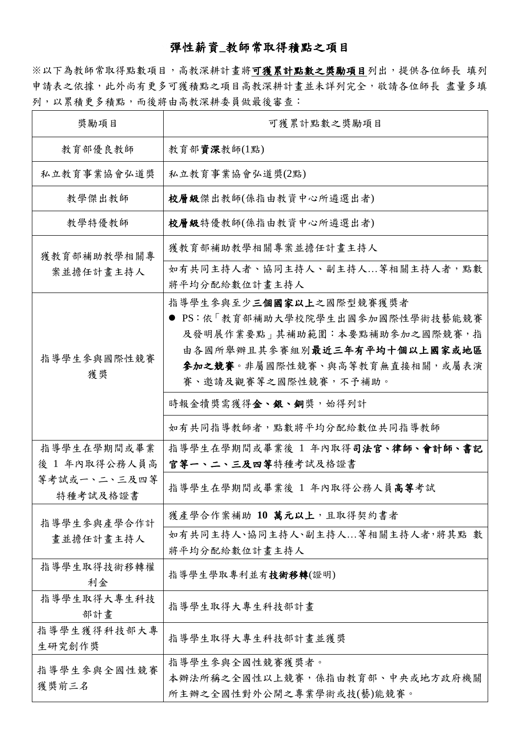# 彈性薪資_教師常取得積點之項目

※以下為教師常取得點數項目，高教深耕計畫將**可獲累計點數之獎勵項目**列出，提供各位師長 填列申請表之依據，此外尚有更多可獲積點之項目高教深耕計畫並未詳列完全，敬請各位師長 盡量多填列，以累積更多積點，而後將由高教深耕委員做最後審查：

| 獎勵項目 | 可獲累計點數之獎勵項目 |
|---|---|
| 教育部優良教師 | 教育部**資深**教師(1點) |
| 私立教育事業協會弘道獎 | 私立教育事業協會弘道獎(2點) |
| 教學傑出教師 | **校層級**傑出教師(係指由教資中心所遴選出者) |
| 教學特優教師 | **校層級**特優教師(係指由教資中心所遴選出者) |
| 獲教育部補助教學相關專案並擔任計畫主持人 | 獲教育部補助教學相關專案並擔任計畫主持人 |
| | 如有共同主持人者、協同主持人、副主持人…等相關主持人者，點數將平均分配給數位計畫主持人 |
| 指導學生參與國際性競賽獲獎 | 指導學生參與至少**三個國家以上**之國際型競賽獲獎者<br>● PS：依「教育部補助大學校院學生出國參加國際性學術技藝能競賽及發明展作業要點」其補助範圍：本要點補助參加之國際競賽，指由各國所舉辦且其參賽組別**最近三年有平均十個以上國家或地區參加之競賽**。非屬國際性競賽、與高等教育無直接相關，或屬表演賽、邀請及觀賽等之國際性競賽，不予補助。 |
| | 時報金犢獎需獲得**金、銀、銅**獎，始得列計 |
| | 如有共同指導教師者，點數將平均分配給數位共同指導教師 |
| 指導學生在學期間或畢業後 1 年內取得公務人員高等考試或一、二、三及四等特種考試及格證書 | 指導學生在學期間或畢業後 1 年內取得**司法官、律師、會計師、書記官等一、二、三及四等**特種考試及格證書 |
| | 指導學生在學期間或畢業後 1 年內取得公務人員**高等**考試 |
| 指導學生參與產學合作計畫並擔任計畫主持人 | 獲產學合作案補助 **10 萬元以上**，且取得契約書者 |
| | 如有共同主持人、協同主持人、副主持人…等相關主持人者，將其點 數將平均分配給數位計畫主持人 |
| 指導學生取得技術移轉權利金 | 指導學生學取專利並有**技術移轉**(證明) |
| 指導學生取得大專生科技部計畫 | 指導學生取得大專生科技部計畫 |
| 指導學生獲得科技部大專生研究創作獎 | 指導學生取得大專生科技部計畫並獲獎 |
| 指導學生參與全國性競賽獲獎前三名 | 指導學生參與全國性競賽獲獎者。<br>本辦法所稱之全國性以上競賽，係指由教育部、中央或地方政府機關所主辦之全國性對外公開之專業學術或技(藝)能競賽。 |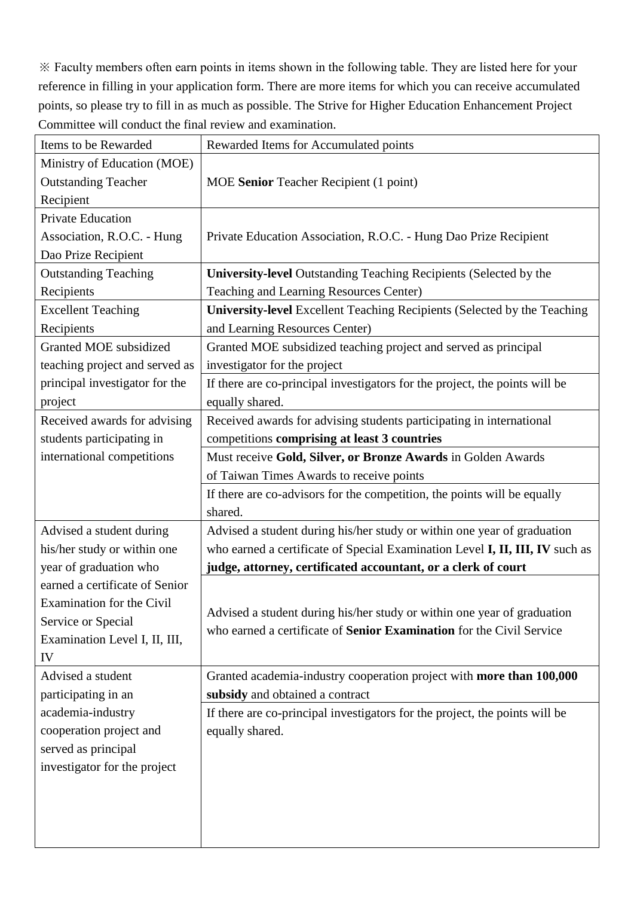※ Faculty members often earn points in items shown in the following table. They are listed here for your reference in filling in your application form. There are more items for which you can receive accumulated points, so please try to fill in as much as possible. The Strive for Higher Education Enhancement Project Committee will conduct the final review and examination.

| Items to be Rewarded | Rewarded Items for Accumulated points |
| --- | --- |
| Ministry of Education (MOE) Outstanding Teacher Recipient | MOE **Senior** Teacher Recipient (1 point) |
| Private Education Association, R.O.C. - Hung Dao Prize Recipient | Private Education Association, R.O.C. - Hung Dao Prize Recipient |
| Outstanding Teaching Recipients | **University-level** Outstanding Teaching Recipients (Selected by the Teaching and Learning Resources Center) |
| Excellent Teaching Recipients | **University-level** Excellent Teaching Recipients (Selected by the Teaching and Learning Resources Center) |
| Granted MOE subsidized teaching project and served as principal investigator for the project | Granted MOE subsidized teaching project and served as principal investigator for the project |
| | If there are co-principal investigators for the project, the points will be equally shared. |
| Received awards for advising students participating in international competitions | Received awards for advising students participating in international competitions **comprising at least 3 countries** |
| | Must receive **Gold, Silver, or Bronze Awards** in Golden Awards of Taiwan Times Awards to receive points |
| | If there are co-advisors for the competition, the points will be equally shared. |
| Advised a student during his/her study or within one year of graduation who earned a certificate of Senior Examination for the Civil Service or Special Examination Level I, II, III, IV | Advised a student during his/her study or within one year of graduation who earned a certificate of Special Examination Level **I, II, III, IV** such as **judge, attorney, certificated accountant, or a clerk of court** |
| | Advised a student during his/her study or within one year of graduation who earned a certificate of **Senior Examination** for the Civil Service |
| Advised a student participating in an academia-industry cooperation project and served as principal investigator for the project | Granted academia-industry cooperation project with **more than 100,000 subsidy** and obtained a contract |
| | If there are co-principal investigators for the project, the points will be equally shared. |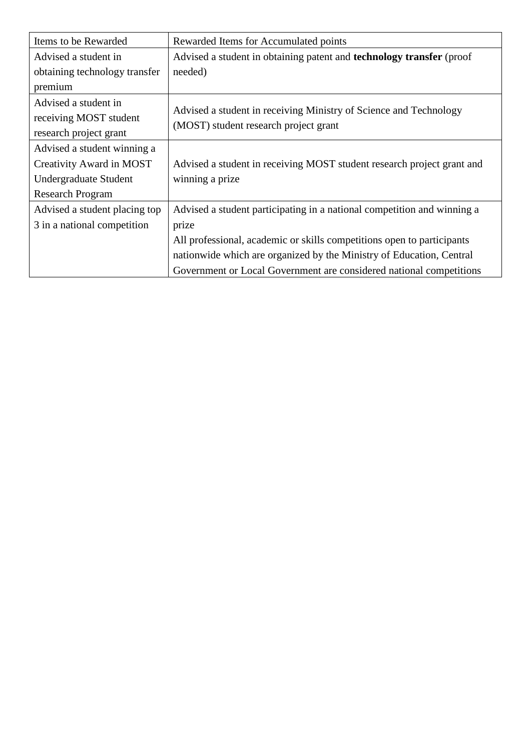| Items to be Rewarded | Rewarded Items for Accumulated points |
|---|---|
| Advised a student in obtaining technology transfer premium | Advised a student in obtaining patent and **technology transfer** (proof needed) |
| Advised a student in receiving MOST student research project grant | Advised a student in receiving Ministry of Science and Technology (MOST) student research project grant |
| Advised a student winning a Creativity Award in MOST Undergraduate Student Research Program | Advised a student in receiving MOST student research project grant and winning a prize |
| Advised a student placing top 3 in a national competition | Advised a student participating in a national competition and winning a prize<br>All professional, academic or skills competitions open to participants nationwide which are organized by the Ministry of Education, Central Government or Local Government are considered national competitions |